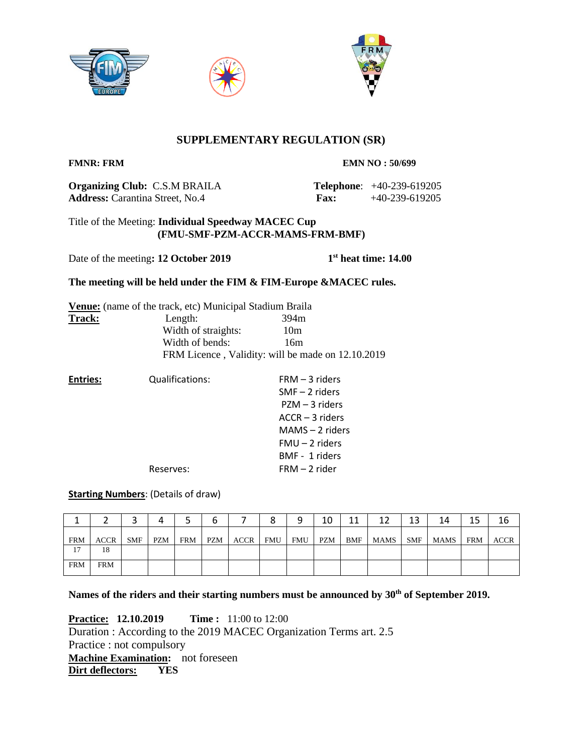# SUPPLEMENTARY REGULATION (SR)

**FMNR: FRM** **EMN NO : 50/699**

**Organizing Club:** C.S.M BRAILA
**Address:** Carantina Street, No.4

**Telephone**: +40-239-619205
**Fax:** +40-239-619205

Title of the Meeting: **Individual Speedway MACEC Cup (FMU-SMF-PZM-ACCR-MAMS-FRM-BMF)**

Date of the meeting**: 12 October 2019** **1st heat time: 14.00**

**The meeting will be held under the FIM & FIM-Europe &MACEC rules.**

**Venue:** (name of the track, etc) Municipal Stadium Braila

**Track:**
- Length: 394m
- Width of straights: 10m
- Width of bends: 16m
- FRM Licence , Validity: will be made on 12.10.2019

**Entries:**

Qualifications:
- FRM – 3 riders
- SMF – 2 riders
- PZM – 3 riders
- ACCR – 3 riders
- MAMS – 2 riders
- FMU – 2 riders
- BMF - 1 riders

Reserves:
- FRM – 2 rider

**Starting Numbers**: (Details of draw)

| 1 | 2 | 3 | 4 | 5 | 6 | 7 | 8 | 9 | 10 | 11 | 12 | 13 | 14 | 15 | 16 |
|---|---|---|---|---|---|---|---|---|---|---|---|---|---|---|---|
| FRM | ACCR | SMF | PZM | FRM | PZM | ACCR | FMU | FMU | PZM | BMF | MAMS | SMF | MAMS | FRM | ACCR |
| 17 | 18 | | | | | | | | | | | | | | |
| FRM | FRM | | | | | | | | | | | | | | |

**Names of the riders and their starting numbers must be announced by 30th of September 2019.**

**Practice: 12.10.2019** **Time :** 11:00 to 12:00
Duration : According to the 2019 MACEC Organization Terms art. 2.5
Practice : not compulsory
**Machine Examination:** not foreseen
**Dirt deflectors: YES**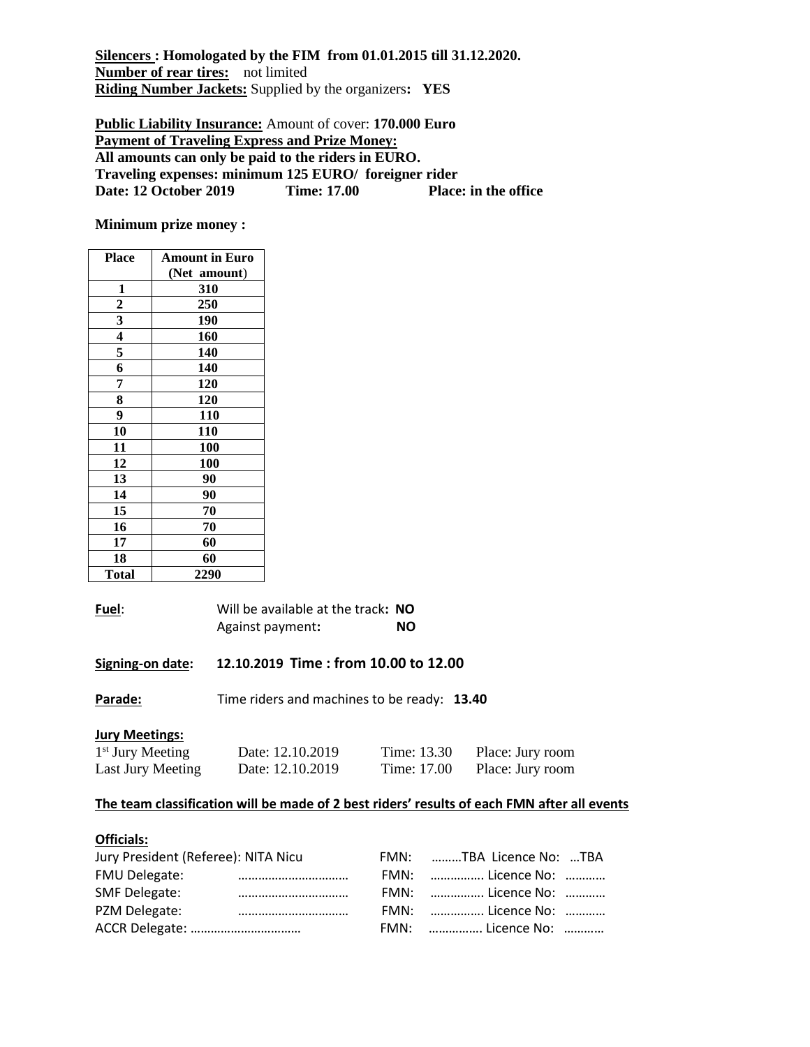**Silencers : Homologated by the FIM from 01.01.2015 till 31.12.2020.**
**Number of rear tires:** not limited
**Riding Number Jackets:** Supplied by the organizers**: YES**

**Public Liability Insurance:** Amount of cover: **170.000 Euro**
**Payment of Traveling Express and Prize Money:**
**All amounts can only be paid to the riders in EURO.**
**Traveling expenses: minimum 125 EURO/ foreigner rider**
**Date: 12 October 2019 Time: 17.00 Place: in the office**

**Minimum prize money :**

| Place | Amount in Euro (Net amount) |
|---|---|
| 1 | 310 |
| 2 | 250 |
| 3 | 190 |
| 4 | 160 |
| 5 | 140 |
| 6 | 140 |
| 7 | 120 |
| 8 | 120 |
| 9 | 110 |
| 10 | 110 |
| 11 | 100 |
| 12 | 100 |
| 13 | 90 |
| 14 | 90 |
| 15 | 70 |
| 16 | 70 |
| 17 | 60 |
| 18 | 60 |
| Total | 2290 |

**Fuel**: Will be available at the track**: NO**
Against payment**: NO**

**Signing-on date: 12.10.2019 Time : from 10.00 to 12.00**

**Parade:** Time riders and machines to be ready: **13.40**

**Jury Meetings:**

| | | | |
|---|---|---|---|
| 1st Jury Meeting | Date: 12.10.2019 | Time: 13.30 | Place: Jury room |
| Last Jury Meeting | Date: 12.10.2019 | Time: 17.00 | Place: Jury room |

**The team classification will be made of 2 best riders' results of each FMN after all events**

**Officials:**

| | | | |
|---|---|---|---|
| Jury President (Referee): NITA Nicu | | FMN: ………TBA | Licence No: …TBA |
| FMU Delegate: | …………………………… | FMN: ……………. | Licence No: ………… |
| SMF Delegate: | …………………………… | FMN: ……………. | Licence No: ………… |
| PZM Delegate: | …………………………… | FMN: ……………. | Licence No: ………… |
| ACCR Delegate: | …………………………… | FMN: ……………. | Licence No: ………… |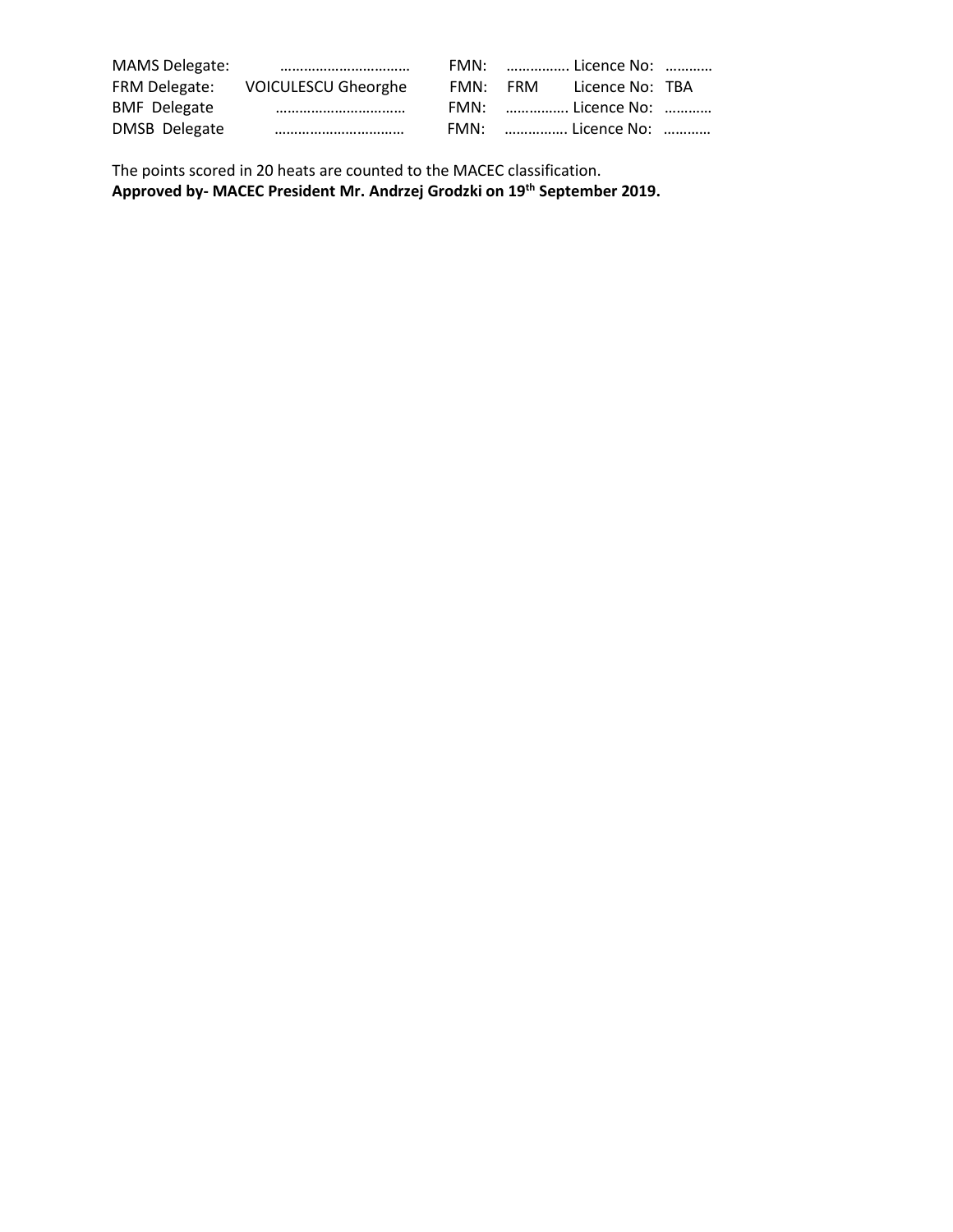| | | | | | |
|---|---|---|---|---|---|
| MAMS Delegate: | …………………………… | FMN: | ……………. | Licence No: | ………… |
| FRM Delegate: | VOICULESCU Gheorghe | FMN: | FRM | Licence No: | TBA |
| BMF Delegate | …………………………… | FMN: | ……………. | Licence No: | ………… |
| DMSB Delegate | …………………………… | FMN: | ……………. | Licence No: | ………… |

The points scored in 20 heats are counted to the MACEC classification.

**Approved by- MACEC President Mr. Andrzej Grodzki on 19th September 2019.**